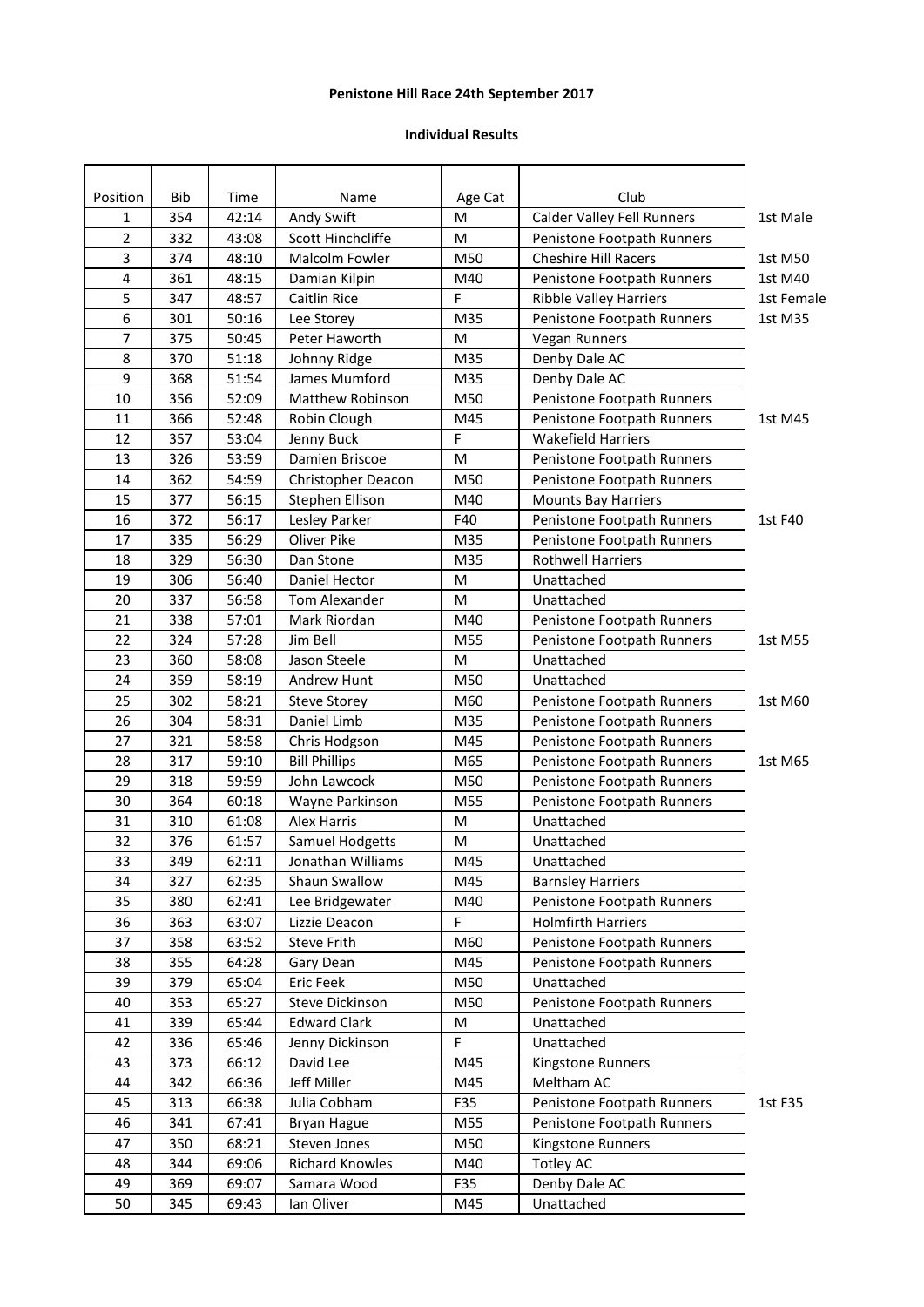**Penistone Hill Race 24th September 2017**

**Individual Results**

| Position | Bib | Time | Name | Age Cat | Club | |
|---|---|---|---|---|---|---|
| 1 | 354 | 42:14 | Andy Swift | M | Calder Valley Fell Runners | 1st Male |
| 2 | 332 | 43:08 | Scott Hinchcliffe | M | Penistone Footpath Runners | |
| 3 | 374 | 48:10 | Malcolm Fowler | M50 | Cheshire Hill Racers | 1st M50 |
| 4 | 361 | 48:15 | Damian Kilpin | M40 | Penistone Footpath Runners | 1st M40 |
| 5 | 347 | 48:57 | Caitlin Rice | F | Ribble Valley Harriers | 1st Female |
| 6 | 301 | 50:16 | Lee Storey | M35 | Penistone Footpath Runners | 1st M35 |
| 7 | 375 | 50:45 | Peter Haworth | M | Vegan Runners | |
| 8 | 370 | 51:18 | Johnny Ridge | M35 | Denby Dale AC | |
| 9 | 368 | 51:54 | James Mumford | M35 | Denby Dale AC | |
| 10 | 356 | 52:09 | Matthew Robinson | M50 | Penistone Footpath Runners | |
| 11 | 366 | 52:48 | Robin Clough | M45 | Penistone Footpath Runners | 1st M45 |
| 12 | 357 | 53:04 | Jenny Buck | F | Wakefield Harriers | |
| 13 | 326 | 53:59 | Damien Briscoe | M | Penistone Footpath Runners | |
| 14 | 362 | 54:59 | Christopher Deacon | M50 | Penistone Footpath Runners | |
| 15 | 377 | 56:15 | Stephen Ellison | M40 | Mounts Bay Harriers | |
| 16 | 372 | 56:17 | Lesley Parker | F40 | Penistone Footpath Runners | 1st F40 |
| 17 | 335 | 56:29 | Oliver Pike | M35 | Penistone Footpath Runners | |
| 18 | 329 | 56:30 | Dan Stone | M35 | Rothwell Harriers | |
| 19 | 306 | 56:40 | Daniel Hector | M | Unattached | |
| 20 | 337 | 56:58 | Tom Alexander | M | Unattached | |
| 21 | 338 | 57:01 | Mark Riordan | M40 | Penistone Footpath Runners | |
| 22 | 324 | 57:28 | Jim Bell | M55 | Penistone Footpath Runners | 1st M55 |
| 23 | 360 | 58:08 | Jason Steele | M | Unattached | |
| 24 | 359 | 58:19 | Andrew Hunt | M50 | Unattached | |
| 25 | 302 | 58:21 | Steve Storey | M60 | Penistone Footpath Runners | 1st M60 |
| 26 | 304 | 58:31 | Daniel Limb | M35 | Penistone Footpath Runners | |
| 27 | 321 | 58:58 | Chris Hodgson | M45 | Penistone Footpath Runners | |
| 28 | 317 | 59:10 | Bill Phillips | M65 | Penistone Footpath Runners | 1st M65 |
| 29 | 318 | 59:59 | John Lawcock | M50 | Penistone Footpath Runners | |
| 30 | 364 | 60:18 | Wayne Parkinson | M55 | Penistone Footpath Runners | |
| 31 | 310 | 61:08 | Alex Harris | M | Unattached | |
| 32 | 376 | 61:57 | Samuel Hodgetts | M | Unattached | |
| 33 | 349 | 62:11 | Jonathan Williams | M45 | Unattached | |
| 34 | 327 | 62:35 | Shaun Swallow | M45 | Barnsley Harriers | |
| 35 | 380 | 62:41 | Lee Bridgewater | M40 | Penistone Footpath Runners | |
| 36 | 363 | 63:07 | Lizzie Deacon | F | Holmfirth Harriers | |
| 37 | 358 | 63:52 | Steve Frith | M60 | Penistone Footpath Runners | |
| 38 | 355 | 64:28 | Gary Dean | M45 | Penistone Footpath Runners | |
| 39 | 379 | 65:04 | Eric Feek | M50 | Unattached | |
| 40 | 353 | 65:27 | Steve Dickinson | M50 | Penistone Footpath Runners | |
| 41 | 339 | 65:44 | Edward Clark | M | Unattached | |
| 42 | 336 | 65:46 | Jenny Dickinson | F | Unattached | |
| 43 | 373 | 66:12 | David Lee | M45 | Kingstone Runners | |
| 44 | 342 | 66:36 | Jeff Miller | M45 | Meltham AC | |
| 45 | 313 | 66:38 | Julia Cobham | F35 | Penistone Footpath Runners | 1st F35 |
| 46 | 341 | 67:41 | Bryan Hague | M55 | Penistone Footpath Runners | |
| 47 | 350 | 68:21 | Steven Jones | M50 | Kingstone Runners | |
| 48 | 344 | 69:06 | Richard Knowles | M40 | Totley AC | |
| 49 | 369 | 69:07 | Samara Wood | F35 | Denby Dale AC | |
| 50 | 345 | 69:43 | Ian Oliver | M45 | Unattached | |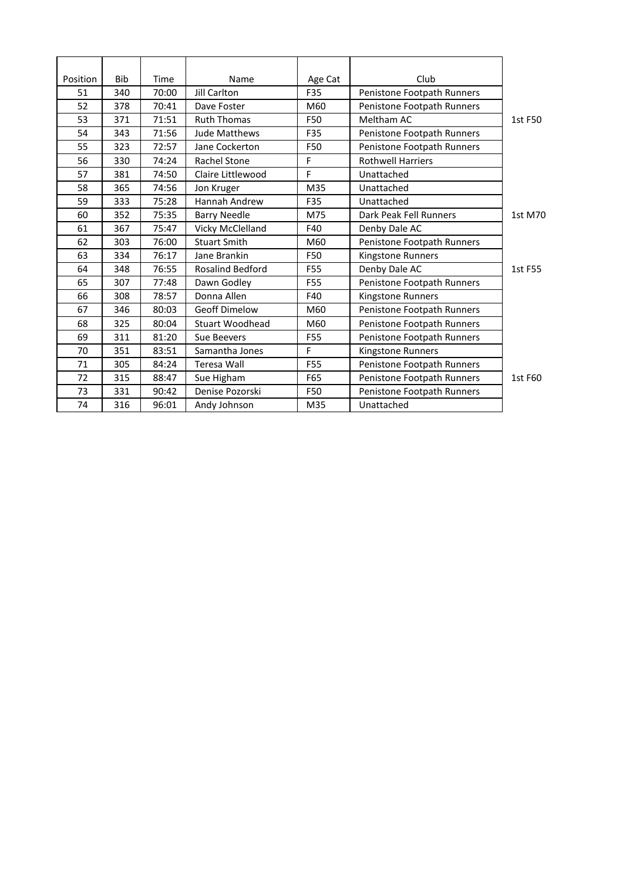| Position | Bib | Time | Name | Age Cat | Club | |
|---|---|---|---|---|---|---|
| 51 | 340 | 70:00 | Jill Carlton | F35 | Penistone Footpath Runners | |
| 52 | 378 | 70:41 | Dave Foster | M60 | Penistone Footpath Runners | |
| 53 | 371 | 71:51 | Ruth Thomas | F50 | Meltham AC | 1st F50 |
| 54 | 343 | 71:56 | Jude Matthews | F35 | Penistone Footpath Runners | |
| 55 | 323 | 72:57 | Jane Cockerton | F50 | Penistone Footpath Runners | |
| 56 | 330 | 74:24 | Rachel Stone | F | Rothwell Harriers | |
| 57 | 381 | 74:50 | Claire Littlewood | F | Unattached | |
| 58 | 365 | 74:56 | Jon Kruger | M35 | Unattached | |
| 59 | 333 | 75:28 | Hannah Andrew | F35 | Unattached | |
| 60 | 352 | 75:35 | Barry Needle | M75 | Dark Peak Fell Runners | 1st M70 |
| 61 | 367 | 75:47 | Vicky McClelland | F40 | Denby Dale AC | |
| 62 | 303 | 76:00 | Stuart Smith | M60 | Penistone Footpath Runners | |
| 63 | 334 | 76:17 | Jane Brankin | F50 | Kingstone Runners | |
| 64 | 348 | 76:55 | Rosalind Bedford | F55 | Denby Dale AC | 1st F55 |
| 65 | 307 | 77:48 | Dawn Godley | F55 | Penistone Footpath Runners | |
| 66 | 308 | 78:57 | Donna Allen | F40 | Kingstone Runners | |
| 67 | 346 | 80:03 | Geoff Dimelow | M60 | Penistone Footpath Runners | |
| 68 | 325 | 80:04 | Stuart Woodhead | M60 | Penistone Footpath Runners | |
| 69 | 311 | 81:20 | Sue Beevers | F55 | Penistone Footpath Runners | |
| 70 | 351 | 83:51 | Samantha Jones | F | Kingstone Runners | |
| 71 | 305 | 84:24 | Teresa Wall | F55 | Penistone Footpath Runners | |
| 72 | 315 | 88:47 | Sue Higham | F65 | Penistone Footpath Runners | 1st F60 |
| 73 | 331 | 90:42 | Denise Pozorski | F50 | Penistone Footpath Runners | |
| 74 | 316 | 96:01 | Andy Johnson | M35 | Unattached | |